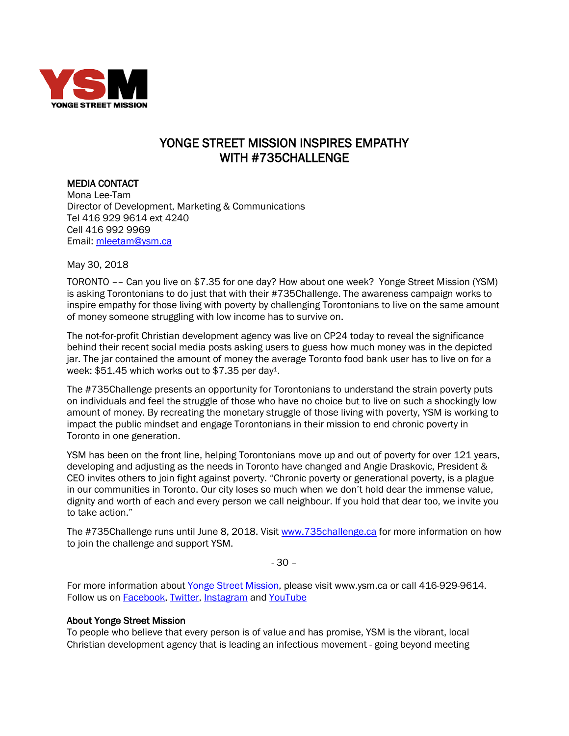YONGE STREET MISSION

# YONGE STREET MISSION INSPIRES EMPATHY WITH #735CHALLENGE

**MEDIA CONTACT**
Mona Lee-Tam
Director of Development, Marketing & Communications
Tel 416 929 9614 ext 4240
Cell 416 992 9969
Email: mleetam@ysm.ca

May 30, 2018

TORONTO –– Can you live on $7.35 for one day? How about one week? Yonge Street Mission (YSM) is asking Torontonians to do just that with their #735Challenge. The awareness campaign works to inspire empathy for those living with poverty by challenging Torontonians to live on the same amount of money someone struggling with low income has to survive on.

The not-for-profit Christian development agency was live on CP24 today to reveal the significance behind their recent social media posts asking users to guess how much money was in the depicted jar. The jar contained the amount of money the average Toronto food bank user has to live on for a week: $51.45 which works out to $7.35 per day[1].

The #735Challenge presents an opportunity for Torontonians to understand the strain poverty puts on individuals and feel the struggle of those who have no choice but to live on such a shockingly low amount of money. By recreating the monetary struggle of those living with poverty, YSM is working to impact the public mindset and engage Torontonians in their mission to end chronic poverty in Toronto in one generation.

YSM has been on the front line, helping Torontonians move up and out of poverty for over 121 years, developing and adjusting as the needs in Toronto have changed and Angie Draskovic, President & CEO invites others to join fight against poverty. "Chronic poverty or generational poverty, is a plague in our communities in Toronto. Our city loses so much when we don't hold dear the immense value, dignity and worth of each and every person we call neighbour. If you hold that dear too, we invite you to take action."

The #735Challenge runs until June 8, 2018. Visit www.735challenge.ca for more information on how to join the challenge and support YSM.

- 30 –

For more information about Yonge Street Mission, please visit www.ysm.ca or call 416-929-9614. Follow us on Facebook, Twitter, Instagram and YouTube

**About Yonge Street Mission**
To people who believe that every person is of value and has promise, YSM is the vibrant, local Christian development agency that is leading an infectious movement - going beyond meeting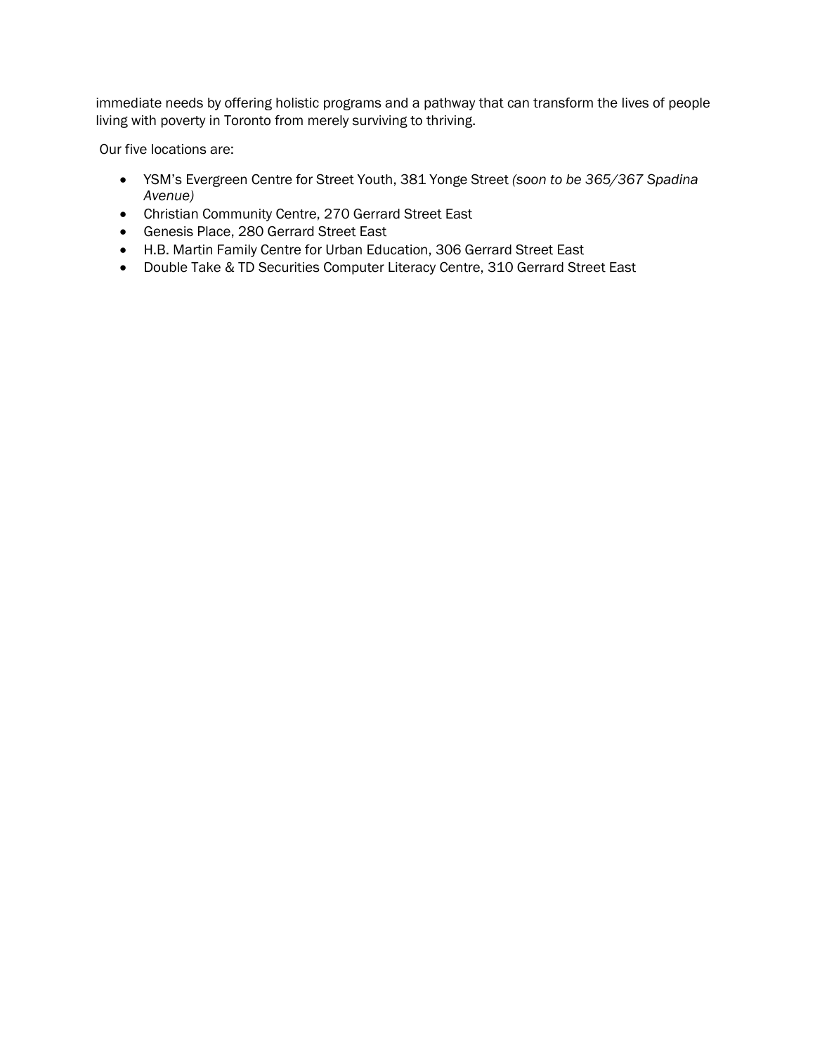immediate needs by offering holistic programs and a pathway that can transform the lives of people living with poverty in Toronto from merely surviving to thriving.

Our five locations are:

- YSM's Evergreen Centre for Street Youth, 381 Yonge Street *(soon to be 365/367 Spadina Avenue)*
- Christian Community Centre, 270 Gerrard Street East
- Genesis Place, 280 Gerrard Street East
- H.B. Martin Family Centre for Urban Education, 306 Gerrard Street East
- Double Take & TD Securities Computer Literacy Centre, 310 Gerrard Street East